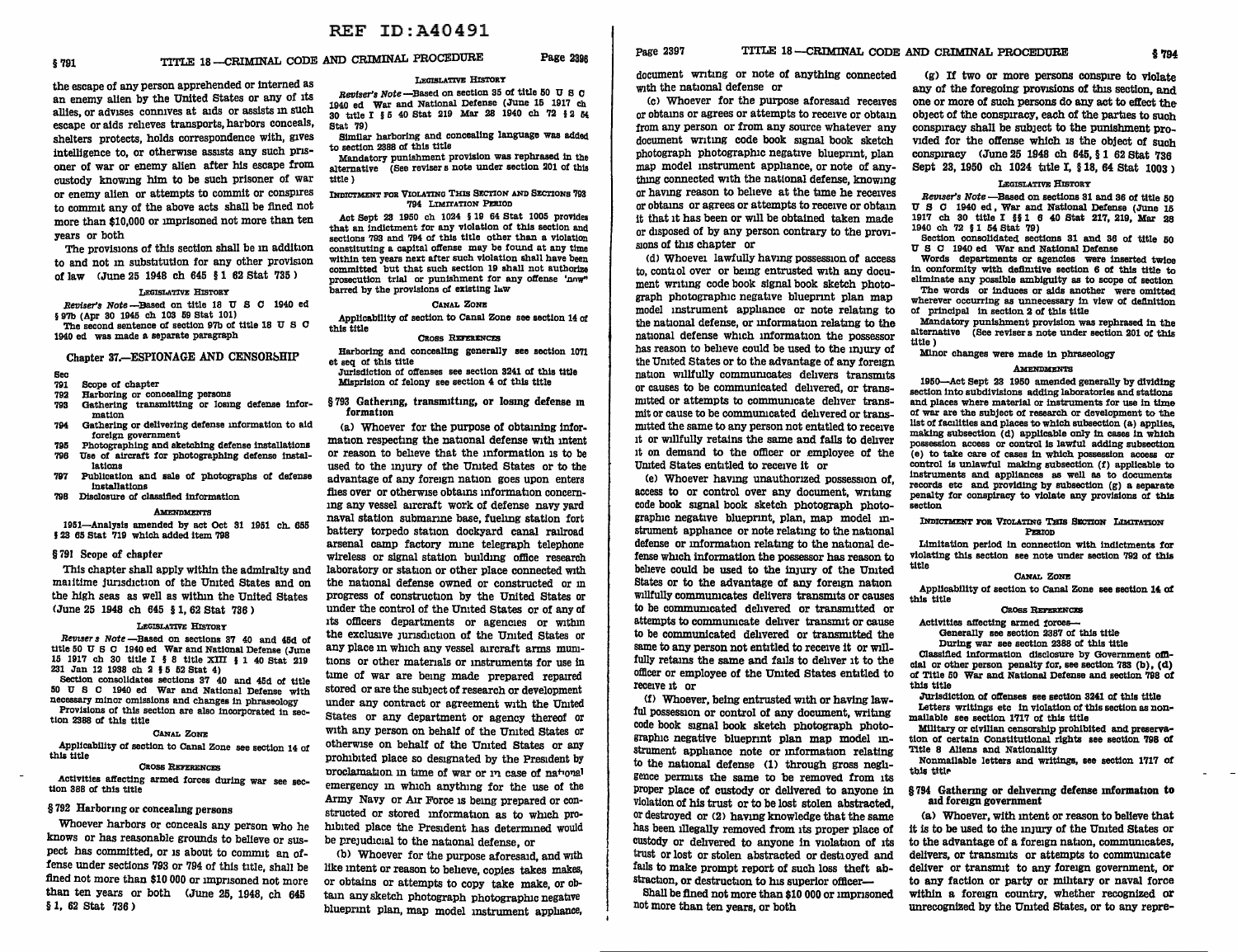REF ID:A40491

the escape of any person apprehended or interned as an enemy alien by the United States or any of its allies, or advises connives at aids or assists in such escape or aids relieves transports, harbors conceals, shelters protects, holds correspondence with, gives intelligence to, or otherwise assists any such prisoner of war or enemy alien after his escape from custody knowing him to be such prisoner of war or enemy alien or attempts to commit or conspires to commit any of the above acts shall be fined not more than $10,000 or imprisoned not more than ten years or both

The provisions of this section shall be in addition to and not in substitution for any other provision of law (June 25 1948 ch 645 § 1 62 Stat 735)

LEGISLATIVE HISTORY

*Reviser's Note*—Based on title 18 U S C 1940 ed § 97b (Apr 30 1945 ch 103 59 Stat 101)

The second sentence of section 97b of title 18 U S C 1940 ed was made a separate paragraph

## Chapter 37.—ESPIONAGE AND CENSORSHIP

Sec
791 Scope of chapter
792 Harboring or concealing persons
793 Gathering transmitting or losing defense information
794 Gathering or delivering defense information to aid foreign government
795 Photographing and sketching defense installations
796 Use of aircraft for photographing defense installations
797 Publication and sale of photographs of defense installations
798 Disclosure of classified information

AMENDMENTS

1951—Analysis amended by act Oct 31 1951 ch. 655 § 23 65 Stat 719 which added item 798

### § 791 Scope of chapter

This chapter shall apply within the admiralty and maritime jurisdiction of the United States and on the high seas as well as within the United States (June 25 1948 ch 645 § 1, 62 Stat 736)

LEGISLATIVE HISTORY

*Reviser's Note*—Based on sections 37 40 and 45d of title 50 U S C 1940 ed War and National Defense (June 15 1917 ch 30 title I § 8 title XIII § 1 40 Stat 219 231 Jan 12 1938 ch 2 § 5 52 Stat 4)

Section consolidates sections 37 40 and 45d of title 50 U S C 1940 ed War and National Defense with necessary minor omissions and changes in phraseology

Provisions of this section are also incorporated in section 2388 of this title

CANAL ZONE

Applicability of section to Canal Zone see section 14 of this title

CROSS REFERENCES

Activities affecting armed forces during war see section 388 of this title

### § 792 Harboring or concealing persons

Whoever harbors or conceals any person who he knows or has reasonable grounds to believe or suspect has committed, or is about to commit an offense under sections 793 or 794 of this title, shall be fined not more than $10 000 or imprisoned not more than ten years or both (June 25, 1948, ch 645 § 1, 62 Stat 736)

LEGISLATIVE HISTORY

*Reviser's Note*—Based on section 35 of title 50 U S C 1940 ed War and National Defense (June 15 1917 ch 30 title I § 5 40 Stat 219 Mar 28 1940 ch 72 § 2 54 Stat 79)

Similar harboring and concealing language was added to section 2388 of this title

Mandatory punishment provision was rephrased in the alternative (See reviser's note under section 201 of this title)

INDICTMENT FOR VIOLATING THIS SECTION AND SECTIONS 793 794 LIMITATION PERIOD

Act Sept 23 1950 ch 1024 § 19 64 Stat 1005 provides that an indictment for any violation of this section and sections 793 and 794 of this title other than a violation constituting a capital offense may be found at any time within ten years next after such violation shall have been committed but that such section 19 shall not authorize prosecution trial or punishment for any offense 'now' barred by the provisions of existing law

CANAL ZONE

Applicability of section to Canal Zone see section 14 of this title

CROSS REFERENCES

Harboring and concealing generally see section 1071 et seq of this title

Jurisdiction of offenses see section 3241 of this title

Misprision of felony see section 4 of this title

### § 793 Gathering, transmitting, or losing defense information

(a) Whoever for the purpose of obtaining information respecting the national defense with intent or reason to believe that the information is to be used to the injury of the United States or to the advantage of any foreign nation goes upon enters flies over or otherwise obtains information concerning any vessel aircraft work of defense navy yard naval station submarine base, fueling station fort battery torpedo station dockyard canal railroad arsenal camp factory mine telegraph telephone wireless or signal station building office research laboratory or station or other place connected with the national defense owned or constructed or in progress of construction by the United States or under the control of the United States or of any of its officers departments or agencies or within the exclusive jurisdiction of the United States or any place in which any vessel aircraft arms munitions or other materials or instruments for use in time of war are being made prepared repaired stored or are the subject of research or development under any contract or agreement with the United States or any department or agency thereof or with any person on behalf of the United States or otherwise on behalf of the United States or any prohibited place so designated by the President by proclamation in time of war or in case of national emergency in which anything for the use of the Army Navy or Air Force is being prepared or constructed or stored information as to which prohibited place the President has determined would be prejudicial to the national defense, or

(b) Whoever for the purpose aforesaid, and with like intent or reason to believe, copies takes makes, or obtains or attempts to copy take make, or obtain any sketch photograph photographic negative blueprint plan, map model instrument appliance, document writing or note of anything connected with the national defense or

(c) Whoever for the purpose aforesaid receives or obtains or agrees or attempts to receive or obtain from any person or from any source whatever any document writing code book signal book sketch photograph photographic negative blueprint, plan map model instrument appliance, or note of anything connected with the national defense, knowing or having reason to believe at the time he receives or obtains or agrees or attempts to receive or obtain it that it has been or will be obtained taken made or disposed of by any person contrary to the provisions of this chapter or

(d) Whoever lawfully having possession of access to, control over or being entrusted with any document writing code book signal book sketch photograph photographic negative blueprint plan map model instrument appliance or note relating to the national defense, or information relating to the national defense which information the possessor has reason to believe could be used to the injury of the United States or to the advantage of any foreign nation willfully communicates delivers transmits or causes to be communicated delivered, or transmitted or attempts to communicate deliver transmit or cause to be communicated delivered or transmitted the same to any person not entitled to receive it or willfully retains the same and fails to deliver it on demand to the officer or employee of the United States entitled to receive it or

(e) Whoever having unauthorized possession of, access to or control over any document, writing code book signal book sketch photograph photographic negative blueprint, plan, map model instrument appliance or note relating to the national defense or information relating to the national defense which information the possessor has reason to believe could be used to the injury of the United States or to the advantage of any foreign nation willfully communicates delivers transmits or causes to be communicated delivered or transmitted or attempts to communicate deliver transmit or cause to be communicated delivered or transmitted the same to any person not entitled to receive it or willfully retains the same and fails to deliver it to the officer or employee of the United States entitled to receive it or

(f) Whoever, being entrusted with or having lawful possession or control of any document, writing code book signal book sketch photograph photographic negative blueprint plan map model instrument appliance note or information relating to the national defense (1) through gross negligence permits the same to be removed from its proper place of custody or delivered to anyone in violation of his trust or to be lost stolen abstracted, or destroyed or (2) having knowledge that the same has been illegally removed from its proper place of custody or delivered to anyone in violation of its trust or lost or stolen abstracted or destroyed and fails to make prompt report of such loss theft abstraction, or destruction to his superior officer—

Shall be fined not more than $10 000 or imprisoned not more than ten years, or both

(g) If two or more persons conspire to violate any of the foregoing provisions of this section, and one or more of such persons do any act to effect the object of the conspiracy, each of the parties to such conspiracy shall be subject to the punishment provided for the offense which is the object of such conspiracy (June 25 1948 ch 645, § 1 62 Stat 736 Sept 23, 1950 ch 1024 title I, § 18, 64 Stat 1003)

LEGISLATIVE HISTORY

*Reviser's Note*—Based on sections 31 and 36 of title 50 U S C 1940 ed, War and National Defense (June 15 1917 ch 30 title I §§ 1 6 40 Stat 217, 219, Mar 28 1940 ch 72 § 1 54 Stat 79)

Section consolidated sections 31 and 36 of title 50 U S C 1940 ed War and National Defense

Words departments or agencies were inserted twice in conformity with definitive section 6 of this title to eliminate any possible ambiguity as to scope of section

The words or induces or aids another were omitted wherever occurring as unnecessary in view of definition of principal in section 2 of this title

Mandatory punishment provision was rephrased in the alternative (See reviser's note under section 201 of this title)

Minor changes were made in phraseology

AMENDMENTS

1950—Act Sept 23 1950 amended generally by dividing section into subdivisions adding laboratories and stations and places where material or instruments for use in time of war are the subject of research or development to the list of facilities and places to which subsection (a) applies, making subsection (d) applicable only in cases in which possession access or control is lawful adding subsection (e) to take care of cases in which possession access or control is unlawful making subsection (f) applicable to instruments and appliances as well as to documents records etc and providing by subsection (g) a separate penalty for conspiracy to violate any provisions of this section

INDICTMENT FOR VIOLATING THIS SECTION LIMITATION PERIOD

Limitation period in connection with indictments for violating this section see note under section 792 of this title

CANAL ZONE

Applicability of section to Canal Zone see section 14 of this title

CROSS REFERENCES

Activities affecting armed forces—
Generally see section 2387 of this title
During war see section 2388 of this title

Classified information disclosure by Government official or other person penalty for, see section 783 (b), (d) of Title 50 War and National Defense and section 798 of this title

Jurisdiction of offenses see section 3241 of this title

Letters writings etc in violation of this section as nonmailable see section 1717 of this title

Military or civilian censorship prohibited and preservation of certain Constitutional rights see section 798 of Title 8 Aliens and Nationality

Nonmailable letters and writings, see section 1717 of this title

### § 794 Gathering or delivering defense information to aid foreign government

(a) Whoever, with intent or reason to believe that it is to be used to the injury of the United States or to the advantage of a foreign nation, communicates, delivers, or transmits or attempts to communicate deliver or transmit to any foreign government, or to any faction or party or military or naval force within a foreign country, whether recognized or unrecognized by the United States, or to any repre-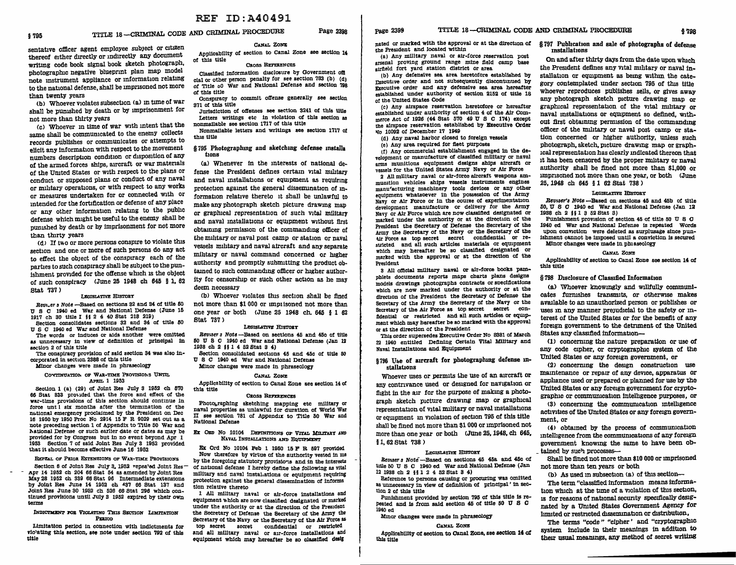REF ID:A40491

sentative officer agent employee subject or citizen thereof either directly or indirectly any document writing code book signal book sketch photograph, photographic negative blueprint plan map model note instrument appliance or information relating to the national defense, shall be imprisoned not more than twenty years

(b) Whoever violates subsection (a) in time of war shall be punished by death or by imprisonment for not more than thirty years

(c) Whoever in time of war with intent that the same shall be communicated to the enemy collects records publishes or communicates or attempts to elicit any information with respect to the movement numbers description condition or disposition of any of the armed forces ships, aircraft or war materials of the United States or with respect to the plans or conduct or supposed plans or conduct of any naval or military operations, or with respect to any works or measures undertaken for or connected with or intended for the fortification or defense of any place or any other information relating to the public defense which might be useful to the enemy shall be punished by death or by imprisonment for not more than thirty years

(d) If two or more persons conspire to violate this section and one or more of such persons do any act to effect the object of the conspiracy each of the parties to such conspiracy shall be subject to the punishment provided for the offense which is the object of such conspiracy (June 25 1948 ch 645 § 1, 62 Stat 737)

LEGISLATIVE HISTORY

*Reviser's Note*—Based on sections 32 and 34 of title 50 U S C 1940 ed War and National Defense (June 15 1917 ch 30 title I §§ 2 4 40 Stat 218 219)

Section consolidates sections 32 and 34 of title 50 U S C 1940 ed War and National Defense

The words or induces or aids another were omitted as unnecessary in view of definition of principal in section 2 of this title

The conspiracy provision of said section 34 was also incorporated in section 2388 of this title

Minor changes were made in phraseology

CONTINUATION OF WAR-TIME PROVISIONS UNTIL APRIL 1 1953

Section 1 (a) (29) of Joint Res July 3 1952 ch 570 66 Stat 333 provided that the force and effect of the war-time provisions of this section should continue in force until six months after the termination of the national emergency proclaimed by the President on Dec 16 1950 by 1950 Proc No 2914 15 F R 9029 set out as a note preceding section 1 of Appendix to Title 50 War and National Defense or such earlier date or dates as may be provided for by Congress but in no event beyond Apr 1 1953 Section 7 of said Joint Res July 3 1952 provided that it should become effective June 16 1952

REPEAL OF PRIOR EXTENSIONS OF WAR-TIME PROVISIONS

Section 6 of Joint Res July 3, 1952 repealed Joint Res Apr 14 1952 ch 204 66 Stat 54 as amended by Joint Res May 28 1952 ch 339 66 Stat 96 Intermediate extensions by Joint Res June 14 1952 ch 437 66 Stat 137 and Joint Res June 30 1952 ch 526 66 Stat 296 which continued provisions until July 3 1952 expired by their own terms

INDICTMENT FOR VIOLATING THIS SECTION LIMITATION PERIOD

Limitation period in connection with indictments for violating this section, see note under section 792 of this title

CANAL ZONE

Applicability of section to Canal Zone see section 14 of this title

CROSS REFERENCES

Classified information disclosure by Government official or other person penalty for see section 783 (b) (d) of Title 50 War and National Defense and section 798 of this title

Conspiracy to commit offense generally see section 371 of this title

Jurisdiction of offenses see section 3241 of this title

Letters writings etc in violation of this section as nonmailable see section 1717 of this title

Nonmailable letters and writings see section 1717 of this title

## § 795 Photographing and sketching defense installations

(a) Whenever in the interests of national defense the President defines certain vital military and naval installations or equipment as requiring protection against the general dissemination of information relative thereto it shall be unlawful to make any photograph sketch picture drawing map or graphical representation of such vital military and naval installations or equipment without first obtaining permission of the commanding officer of the military or naval post camp or station or naval vessels military and naval aircraft and any separate military or naval command concerned or higher authority and promptly submitting the product obtained to such commanding officer or higher authority for censorship or such other action as he may deem necessary

(b) Whoever violates this section shall be fined not more than $1 000 or imprisoned not more than one year or both (June 25 1948 ch. 645 § 1 62 Stat 737)

LEGISLATIVE HISTORY

*Reviser's Note*—Based on sections 45 and 45c of title 50 U S C 1940 ed War and National Defense (Jan 12 1938 ch 2 §§ 1 4 52 Stat 3 4)

Section consolidated sections 45 and 45c of title 50 U S C 1940 ed War and National Defense

Minor changes were made in phraseology

CANAL ZONE

Applicability of section to Canal Zone see section 14 of this title

CROSS REFERENCES

Photographing sketching mapping etc military or naval properties as unlawful for duration of World War II see section 781 of Appendix to Title 50 War and National Defense

EX ORD NO 10104 DEFINITIONS OF VITAL MILITARY AND NAVAL INSTALLATIONS AND EQUIPMENT

Ex Ord No 10104 Feb 1 1950 15 F R 597 provided Now therefore by virtue of the authority vested in me by the foregoing statutory provisions and in the interests of national defense I hereby define the following as vital military and naval installations or equipment requiring protection against the general dissemination of information relative thereto

1 All military naval or air-force installations and equipment which are now classified designated or marked under the authority or at the direction of the President the Secretary of Defense the Secretary of the Army the Secretary of the Navy or the Secretary of the Air Force as top secret secret confidential or restricted and all military naval or air-force installations and equipment which may hereafter be so classified designated or marked with the approval or at the direction of the President and located within

(a) Any military naval or air-force reservation post arsenal proving ground range mine field camp base airfield fort yard station district or area

(b) Any defensive sea area heretofore established by Executive order and not subsequently discontinued by Executive order and any defensive sea area hereafter established under authority of section 2152 of title 18 of the United States Code

(c) Any airspace reservation heretofore or hereafter established under authority of section 4 of the Air Commerce Act of 1926 (44 Stat 570 49 U S C 174) except the airspace reservation established by Executive Order No 10092 of December 17 1949

(d) Any naval harbor closed to foreign vessels

(e) Any area required for fleet purposes

(f) Any commercial establishment engaged in the development or manufacture of classified military or naval arms munitions equipment designs ships aircraft or vessels for the United States Army Navy or Air Force

2 All military naval or air-force aircraft weapons ammunition vehicles ships vessels instruments engines manufacturing machinery tools devices or any other equipment whatsoever in the possession of the Army Navy or Air Force or in the course of experimentation development manufacture or delivery for the Army Navy or Air Force which are now classified designated or marked under the authority or at the direction of the President the Secretary of Defense the Secretary of the Army the Secretary of the Navy or the Secretary of the Air Force as top secret secret confidential or restricted and all such articles materials or equipment which may hereafter be so classified designated or marked with the approval or at the direction of the President

3 All official military naval or air-force books pamphlets documents reports maps charts plans designs models drawings photographs contracts or specifications which are now marked under the authority or at the direction of the President the Secretary of Defense the Secretary of the Army the Secretary of the Navy or the Secretary of the Air Force as top secret secret confidential or restricted and all such articles or equipment which may hereafter be so marked with the approval or at the direction of the President

This order supersedes Executive Order No 8381 of March 22 1940 entitled Defining Certain Vital Military and Naval Installations and Equipment

## § 796 Use of aircraft for photographing defense installations

Whoever uses or permits the use of an aircraft or any contrivance used or designed for navigation or flight in the air for the purpose of making a photograph sketch picture drawing map or graphical representation of vital military or naval installations or equipment in violation of section 795 of this title shall be fined not more than $1 000 or imprisoned not more than one year or both (June 25, 1948, ch 645, § 1, 62 Stat 738)

LEGISLATIVE HISTORY

*Reviser's Note*—Based on sections 45 45a and 45c of title 50 U S C 1940 ed War and National Defense (Jan 12 1938 ch 2 §§ 1 2 4 52 Stat 3 4)

Reference to persons causing or procuring was omitted as unnecessary in view of definition of 'principal' in section 2 of this title

Punishment provided by section 795 of this title is repeated and is from said section 45 of title 50 U S C 1940 ed

Minor changes were made in phraseology

CANAL ZONE

Applicability of section to Canal Zone, see section 14 of this title

## § 797 Publication and sale of photographs of defense installations

On and after thirty days from the date upon which the President defines any vital military or naval installation or equipment as being within the category contemplated under section 795 of this title whoever reproduces publishes sells, or gives away any photograph sketch picture drawing map or graphical representation of the vital military or naval installations or equipment so defined, without first obtaining permission of the commanding officer of the military or naval post camp or station concerned or higher authority, unless such photograph, sketch, picture drawing map or graphical representation has clearly indicated thereon that it has been censored by the proper military or naval authority shall be fined not more than $1,000 or imprisoned not more than one year, or both (June 25, 1948 ch 645 § 1 62 Stat 738)

LEGISLATIVE HISTORY

*Reviser's Note*—Based on sections 45 and 45b of title 50, U S C 1940 ed War and National Defense (Jan 12 1938 ch 2 §§ 1 3 52 Stat 3)

Punishment provision of section 45 of title 50 U S C 1940 ed War and National Defense is repeated Words upon conviction were deleted as surplusage since punishment cannot be imposed until a conviction is secured

Minor changes were made in phraseology

CANAL ZONE

Applicability of section to Canal Zone see section 14 of this title

## § 798 Disclosure of Classified Information

(a) Whoever knowingly and willfully communicates furnishes transmits, or otherwise makes available to an unauthorized person or publishes or uses in any manner prejudicial to the safety or interest of the United States or for the benefit of any foreign government to the detriment of the United States any classified information—

(1) concerning the nature preparation or use of any code cipher, or cryptographic system of the United States or any foreign government, or

(2) concerning the design construction use maintenance or repair of any device, apparatus or appliance used or prepared or planned for use by the United States or any foreign government for cryptographic or communication intelligence purposes, or

(3) concerning the communication intelligence activities of the United States or any foreign government, or

(4) obtained by the process of communication intelligence from the communications of any foreign government knowing the same to have been obtained by such processes—

Shall be fined not more than $10 000 or imprisoned not more than ten years or both

(b) As used in subsection (a) of this section—

The term "classified information means information which at the time of a violation of this section, is for reasons of national security specifically designated by a United States Government Agency for limited or restricted dissemination or distribution.

The terms "code" "cipher' and "cryptographic system include in their meanings in addition to their usual meanings, any method of secret writing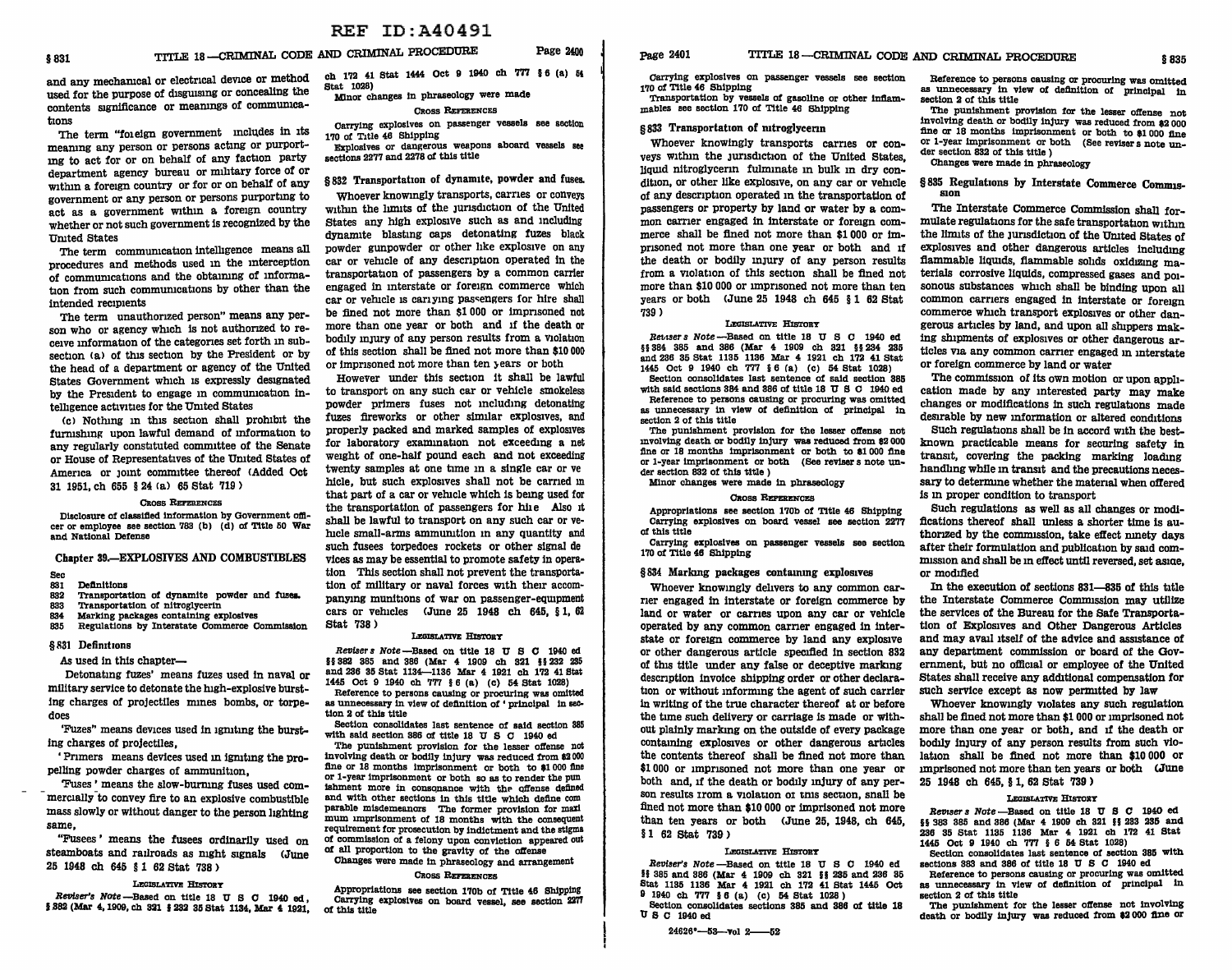and any mechanical or electrical device or method used for the purpose of disguising or concealing the contents significance or meanings of communications

The term "foreign government includes in its meaning any person or persons acting or purporting to act for or on behalf of any faction party department agency bureau or military force of or within a foreign country or for or on behalf of any government or any person or persons purporting to act as a government within a foreign country whether or not such government is recognized by the United States

The term communication intelligence means all procedures and methods used in the interception of communications and the obtaining of information from such communications by other than the intended recipients

The term unauthorized person" means any person who or agency which is not authorized to receive information of the categories set forth in subsection (a) of this section by the President or by the head of a department or agency of the United States Government which is expressly designated by the President to engage in communication intelligence activities for the United States

(c) Nothing in this section shall prohibit the furnishing upon lawful demand of information to any regularly constituted committee of the Senate or House of Representatives of the United States of America or joint committee thereof (Added Oct 31 1951, ch 655 § 24 (a) 65 Stat 719)

CROSS REFERENCES

Disclosure of classified information by Government officer or employee see section 783 (b) (d) of Title 50 War and National Defense

## Chapter 39.—EXPLOSIVES AND COMBUSTIBLES

Sec
831 Definitions
832 Transportation of dynamite powder and fuses.
833 Transportation of nitroglycerin
834 Marking packages containing explosives
835 Regulations by Interstate Commerce Commission

### § 831 Definitions

As used in this chapter—

Detonating fuzes' means fuzes used in naval or military service to detonate the high-explosive bursting charges of projectiles mines bombs, or torpedoes

'Fuzes" means devices used in igniting the bursting charges of projectiles,

'Primers means devices used in igniting the propelling powder charges of ammunition,

'Fuses' means the slow-burning fuses used commercially to convey fire to an explosive combustible mass slowly or without danger to the person lighting same,

"Fusees' means the fusees ordinarily used on steamboats and railroads as night signals (June 25 1948 ch 645 § 1 62 Stat 738)

LEGISLATIVE HISTORY

*Reviser's Note*—Based on title 18 U S C 1940 ed, § 382 (Mar 4, 1909, ch 321 § 232 35 Stat 1134, Mar 4 1921, ch 172 41 Stat 1444 Oct 9 1940 ch 777 § 6 (a) 54 Stat 1028)

Minor changes in phraseology were made

CROSS REFERENCES

Carrying explosives on passenger vessels see section 170 of Title 46 Shipping

Explosives or dangerous weapons aboard vessels see sections 2277 and 2278 of this title

### § 832 Transportation of dynamite, powder and fuses.

Whoever knowingly transports, carries or conveys within the limits of the jurisdiction of the United States any high explosive such as and including dynamite blasting caps detonating fuzes black powder gunpowder or other like explosive on any car or vehicle of any description operated in the transportation of passengers by a common carrier engaged in interstate or foreign commerce which car or vehicle is carrying passengers for hire shall be fined not more than $1 000 or imprisoned not more than one year or both and if the death or bodily injury of any person results from a violation of this section shall be fined not more than $10 000 or imprisoned not more than ten years or both

However under this section it shall be lawful to transport on any such car or vehicle smokeless powder primers fuses not including detonating fuzes fireworks or other similar explosives, and properly packed and marked samples of explosives for laboratory examination not exceeding a net weight of one-half pound each and not exceeding twenty samples at one time in a single car or vehicle, but such explosives shall not be carried in that part of a car or vehicle which is being used for the transportation of passengers for hire Also it shall be lawful to transport on any such car or vehicle small-arms ammunition in any quantity and such fusees torpedoes rockets or other signal devices as may be essential to promote safety in operation This section shall not prevent the transportation of military or naval forces with their accompanying munitions of war on passenger-equipment cars or vehicles (June 25 1948 ch 645, § 1, 62 Stat 738)

LEGISLATIVE HISTORY

*Reviser's Note*—Based on title 18 U S C 1940 ed §§ 382 385 and 386 (Mar 4 1909 ch 321 §§ 232 235 and 236 35 Stat 1134—1136 Mar 4 1921 ch 172 41 Stat 1445 Oct 9 1940 ch 777 § 6 (a) (c) 54 Stat 1028)

Reference to persons causing or procuring was omitted as unnecessary in view of definition of 'principal in section 2 of this title

Section consolidates last sentence of said section 385 with said section 386 of title 18 U S C 1940 ed

The punishment provision for the lesser offense not involving death or bodily injury was reduced from $2 000 fine or 18 months imprisonment or both to $1 000 fine or 1-year imprisonment or both so as to render the punishment more in consonance with the offense defined and with other sections in this title which define comparable misdemeanors The former provision for maximum imprisonment of 18 months with the consequent requirement for prosecution by indictment and the stigma of commission of a felony upon conviction appeared out of all proportion to the gravity of the offense

Changes were made in phraseology and arrangement

CROSS REFERENCES

Appropriations see section 170b of Title 46 Shipping

Carrying explosives on board vessel, see section 2277 of this title

Carrying explosives on passenger vessels see section 170 of Title 46 Shipping

Transportation by vessels of gasoline or other inflammables see section 170 of Title 46 Shipping

### § 833 Transportation of nitroglycerin

Whoever knowingly transports carries or conveys within the jurisdiction of the United States, liquid nitroglycerin fulminate in bulk in dry condition, or other like explosive, on any car or vehicle of any description operated in the transportation of passengers or property by land or water by a common carrier engaged in interstate or foreign commerce shall be fined not more than $1 000 or imprisoned not more than one year or both and if the death or bodily injury of any person results from a violation of this section shall be fined not more than $10 000 or imprisoned not more than ten years or both (June 25 1948 ch 645 § 1 62 Stat 739)

LEGISLATIVE HISTORY

*Reviser's Note*—Based on title 18 U S C 1940 ed §§ 384 385 and 386 (Mar 4 1909 ch 321 §§ 234 235 and 236 35 Stat 1135 1136 Mar 4 1921 ch 172 41 Stat 1445 Oct 9 1940 ch 777 § 6 (a) (c) 54 Stat 1028)

Section consolidates last sentence of said section 385 with said sections 384 and 386 of title 18 U S C 1940 ed

Reference to persons causing or procuring was omitted as unnecessary in view of definition of principal in section 2 of this title

The punishment provision for the lesser offense not involving death or bodily injury was reduced from $2 000 fine or 18 months imprisonment or both to $1 000 fine or 1-year imprisonment or both (See reviser s note under section 832 of this title)

Minor changes were made in phraseology

CROSS REFERENCES

Appropriations see section 170b of Title 46 Shipping

Carrying explosives on board vessel see section 2277 of this title

Carrying explosives on passenger vessels see section 170 of Title 46 Shipping

### § 834 Marking packages containing explosives

Whoever knowingly delivers to any common carrier engaged in interstate or foreign commerce by land or water or carries upon any car or vehicle operated by any common carrier engaged in interstate or foreign commerce by land any explosive or other dangerous article specified in section 832 of this title under any false or deceptive marking description invoice shipping order or other declaration or without informing the agent of such carrier in writing of the true character thereof at or before the time such delivery or carriage is made or without plainly marking on the outside of every package containing explosives or other dangerous articles the contents thereof shall be fined not more than $1 000 or imprisoned not more than one year or both and, if the death or bodily injury of any person results from a violation of this section, shall be fined not more than $10 000 or imprisoned not more than ten years or both (June 25, 1948, ch 645, § 1 62 Stat 739)

LEGISLATIVE HISTORY

*Reviser's Note*—Based on title 18 U S C 1940 ed §§ 385 and 386 (Mar 4 1909 ch 321 §§ 235 and 236 35 Stat 1135 1136 Mar 4 1921 ch 172 41 Stat 1445 Oct 9 1940 ch 777 § 6 (a) (c) 54 Stat 1028)

Section consolidates sections 385 and 386 of title 18 U S C 1940 ed

Reference to persons causing or procuring was omitted as unnecessary in view of definition of principal in section 2 of this title

The punishment provision for the lesser offense not involving death or bodily injury was reduced from $2 000 fine or 18 months imprisonment or both to $1 000 fine or 1-year imprisonment or both (See reviser s note under section 832 of this title)

Changes were made in phraseology

### § 835 Regulations by Interstate Commerce Commission

The Interstate Commerce Commission shall formulate regulations for the safe transportation within the limits of the jurisdiction of the United States of explosives and other dangerous articles including flammable liquids, flammable solids oxidizing materials corrosive liquids, compressed gases and poisonous substances which shall be binding upon all common carriers engaged in interstate or foreign commerce which transport explosives or other dangerous articles by land, and upon all shippers making shipments of explosives or other dangerous articles via any common carrier engaged in interstate or foreign commerce by land or water

The commission of its own motion or upon application made by any interested party may make changes or modifications in such regulations made desirable by new information or altered conditions

Such regulations shall be in accord with the best-known practicable means for securing safety in transit, covering the packing marking loading handling while in transit and the precautions necessary to determine whether the material when offered is in proper condition to transport

Such regulations as well as all changes or modifications thereof shall unless a shorter time is authorized by the commission, take effect ninety days after their formulation and publication by said commission and shall be in effect until reversed, set aside, or modified

In the execution of sections 831—835 of this title the Interstate Commerce Commission may utilize the services of the Bureau for the Safe Transportation of Explosives and Other Dangerous Articles and may avail itself of the advice and assistance of any department commission or board of the Government, but no official or employee of the United States shall receive any additional compensation for such service except as now permitted by law

Whoever knowingly violates any such regulation shall be fined not more than $1 000 or imprisoned not more than one year or both, and if the death or bodily injury of any person results from such violation shall be fined not more than $10 000 or imprisoned not more than ten years or both (June 25 1948 ch 645, § 1, 62 Stat 739)

LEGISLATIVE HISTORY

*Reviser's Note*—Based on title 18 U S C 1940 ed §§ 383 385 and 386 (Mar 4 1909 ch 321 §§ 233 235 and 236 35 Stat 1135 1136 Mar 4 1921 ch 172 41 Stat 1445 Oct 9 1940 ch 777 § 6 54 Stat 1028)

Section consolidates last sentence of section 385 with sections 383 and 386 of title 18 U S C 1940 ed

Reference to persons causing or procuring was omitted as unnecessary in view of definition of principal in section 2 of this title

The punishment for the lesser offense not involving death or bodily injury was reduced from $2 000 fine or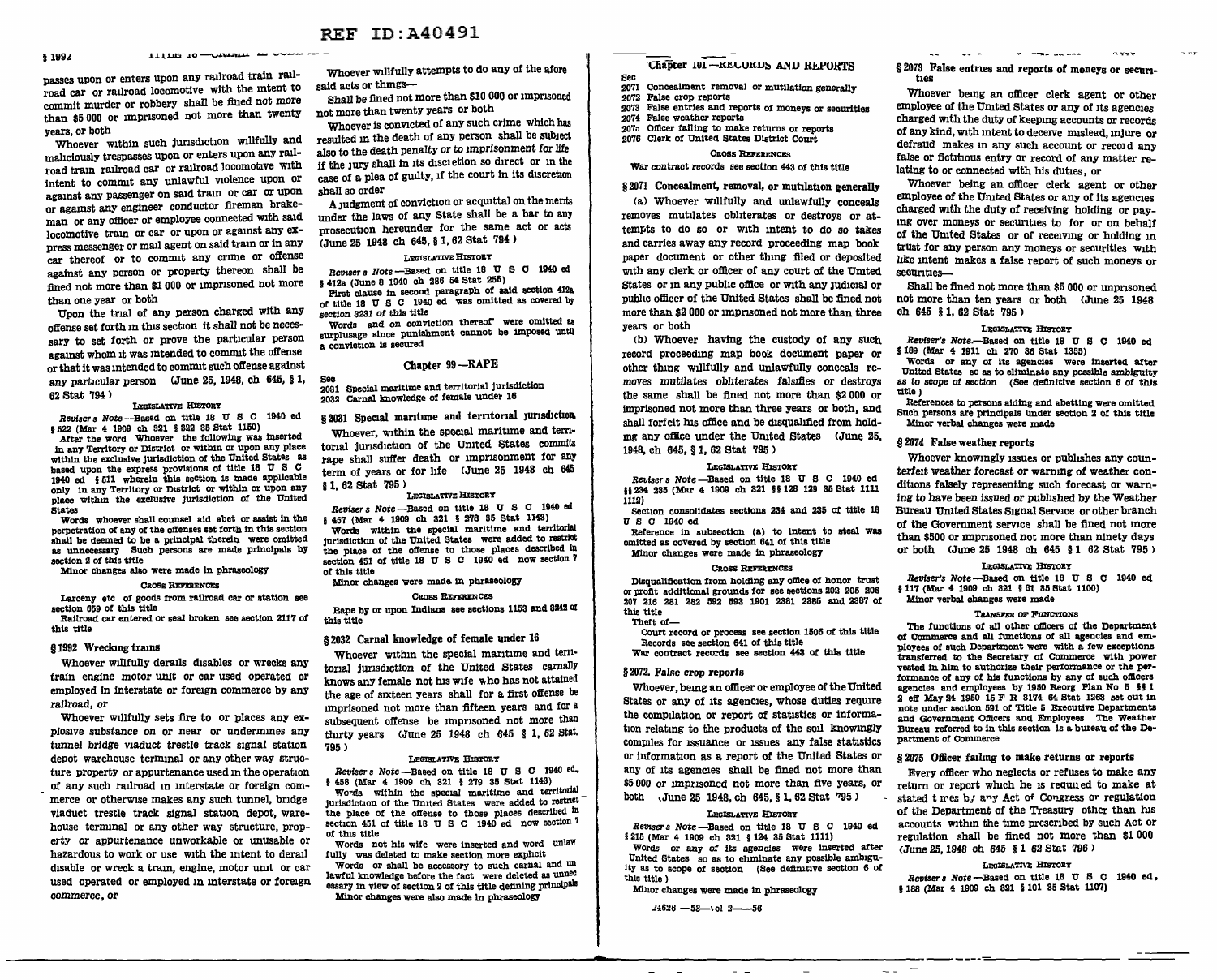passes upon or enters upon any railroad train railroad car or railroad locomotive with the intent to commit murder or robbery shall be fined not more than $5 000 or imprisoned not more than twenty years, or both

Whoever within such jurisdiction willfully and maliciously trespasses upon or enters upon any railroad train railroad car or railroad locomotive with intent to commit any unlawful violence upon or against any passenger on said train or car or upon or against any engineer conductor fireman brakeman or any officer or employee connected with said locomotive train or car or upon or against any express messenger or mail agent on said train or in any car thereof or to commit any crime or offense against any person or property thereon shall be fined not more than $1 000 or imprisoned not more than one year or both

Upon the trial of any person charged with any offense set forth in this section it shall not be necessary to set forth or prove the particular person against whom it was intended to commit the offense or that it was intended to commit such offense against any particular person (June 25, 1948, ch 645, § 1, 62 Stat 794 )

LEGISLATIVE HISTORY

*Reviser s Note*—Based on title 18 U S C 1940 ed § 522 (Mar 4 1909 ch 321 § 322 35 Stat 1150)

After the word Whoever the following was inserted in any Territory or District or within or upon any place within the exclusive jurisdiction of the United States as based upon the express provisions of title 18 U S C 1940 ed § 511 wherein this section is made applicable only in any Territory or District or within or upon any place within the exclusive jurisdiction of the United States

Words whoever shall counsel aid abet or assist in the perpetration of any of the offenses set forth in this section shall be deemed to be a principal therein were omitted as unnecessary Such persons are made principals by section 2 of this title

Minor changes also were made in phraseology

CROSS REFERENCES

Larceny etc of goods from railroad car or station see section 659 of this title

Railroad car entered or seal broken see section 2117 of this title

## § 1992 Wrecking trains

Whoever willfully derails disables or wrecks any train engine motor unit or car used operated or employed in interstate or foreign commerce by any railroad, or

Whoever willfully sets fire to or places any explosive substance on or near or undermines any tunnel bridge viaduct trestle track signal station depot warehouse terminal or any other way structure property or appurtenance used in the operation of any such railroad in interstate or foreign commerce or otherwise makes any such tunnel, bridge viaduct trestle track signal station depot, warehouse terminal or any other way structure, property or appurtenance unworkable or unusable or hazardous to work or use with the intent to derail disable or wreck a train, engine, motor unit or car used operated or employed in interstate or foreign commerce, or

Whoever willfully attempts to do any of the aforesaid acts or things—

Shall be fined not more than $10 000 or imprisoned not more than twenty years or both

Whoever is convicted of any such crime which has resulted in the death of any person shall be subject also to the death penalty or to imprisonment for life if the jury shall in its discretion so direct or in the case of a plea of guilty, if the court in its discretion shall so order

A judgment of conviction or acquittal on the merits under the laws of any State shall be a bar to any prosecution hereunder for the same act or acts (June 25 1948 ch 645, § 1, 62 Stat 794 )

LEGISLATIVE HISTORY

*Reviser s Note*—Based on title 18 U S C 1940 ed § 412a (June 8 1940 ch 286 54 Stat 255)

First clause in second paragraph of said section 412a of title 18 U S C 1940 ed was omitted as covered by section 3231 of this title

Words and on conviction thereof were omitted as surplusage since punishment cannot be imposed until a conviction is secured

## Chapter 99—RAPE

Sec
2031 Special maritime and territorial jurisdiction
2032 Carnal knowledge of female under 16

## § 2031 Special maritime and territorial jurisdiction.

Whoever, within the special maritime and territorial jurisdiction of the United States commits rape shall suffer death or imprisonment for any term of years or for life (June 25 1948 ch 645 § 1, 62 Stat 795 )

LEGISLATIVE HISTORY

*Reviser s Note*—Based on title 18 U S C 1940 ed § 457 (Mar 4 1909 ch 321 § 278 35 Stat 1143)

Words within the special maritime and territorial jurisdiction of the United States were added to restrict the place of the offense to those places described in section 451 of title 18 U S C 1940 ed now section 7 of this title

Minor changes were made in phraseology

CROSS REFERENCES

Rape by or upon Indians see sections 1153 and 3242 of this title

## § 2032 Carnal knowledge of female under 16

Whoever within the special maritime and territorial jurisdiction of the United States carnally knows any female not his wife who has not attained the age of sixteen years shall for a first offense be imprisoned not more than fifteen years and for a subsequent offense be imprisoned not more than thirty years (June 25 1948 ch 645 § 1, 62 Stat. 795 )

LEGISLATIVE HISTORY

*Reviser s Note*—Based on title 18 U S C 1940 ed., § 458 (Mar 4 1909 ch 321 § 279 35 Stat 1143)

Words within the special maritime and territorial jurisdiction of the United States were added to restrict the place of the offense to those places described in section 451 of title 18 U S C 1940 ed now section 7 of this title

Words not his wife were inserted and word unlawfully was deleted to make section more explicit

Words or shall be accessory to such carnal and unlawful knowledge before the fact were deleted as unnecessary in view of section 2 of this title defining principals

Minor changes were also made in phraseology

## Chapter 101—RECORDS AND REPORTS

Sec
2071 Concealment removal or mutilation generally
2072 False crop reports
2073 False entries and reports of moneys or securities
2074 False weather reports
2075 Officer failing to make returns or reports
2076 Clerk of United States District Court

CROSS REFERENCES

War contract records see section 443 of this title

## § 2071 Concealment, removal, or mutilation generally

(a) Whoever willfully and unlawfully conceals removes mutilates obliterates or destroys or attempts to do so or with intent to do so takes and carries away any record proceeding map book paper document or other thing filed or deposited with any clerk or officer of any court of the United States or in any public office or with any judicial or public officer of the United States shall be fined not more than $2 000 or imprisoned not more than three years or both

(b) Whoever having the custody of any such record proceeding map book document paper or other thing willfully and unlawfully conceals removes mutilates obliterates falsifies or destroys the same shall be fined not more than $2 000 or imprisoned not more than three years or both, and shall forfeit his office and be disqualified from holding any office under the United States (June 25, 1948, ch 645, § 1, 62 Stat 795 )

LEGISLATIVE HISTORY

*Reviser s Note*—Based on title 18 U S C 1940 ed §§ 234 235 (Mar 4 1909 ch 321 §§ 128 129 35 Stat 1111 1112)

Section consolidates sections 234 and 235 of title 18 U S C 1940 ed

Reference in subsection (a) to intent to steal was omitted as covered by section 641 of this title

Minor changes were made in phraseology

CROSS REFERENCES

Disqualification from holding any office of honor trust or profit additional grounds for see sections 202 205 206 207 216 281 282 592 593 1901 2381 2385 and 2387 of this title

Theft of—

Court record or process see section 1506 of this title
Records see section 641 of this title

War contract records see section 443 of this title

## § 2072. False crop reports

Whoever, being an officer or employee of the United States or any of its agencies, whose duties require the compilation or report of statistics or information relating to the products of the soil knowingly compiles for issuance or issues any false statistics or information as a report of the United States or any of its agencies shall be fined not more than $5 000 or imprisoned not more than five years, or both (June 25 1948, ch 645, § 1, 62 Stat 795 )

LEGISLATIVE HISTORY

*Reviser s Note*—Based on title 18 U S C 1940 ed § 215 (Mar 4 1909 ch 321 § 124 35 Stat 1111)

Words or any of its agencies were inserted after United States so as to eliminate any possible ambiguity as to scope of section (See definitive section 6 of this title )

Minor changes were made in phraseology

## § 2073 False entries and reports of moneys or securities

Whoever being an officer clerk agent or other employee of the United States or any of its agencies charged with the duty of keeping accounts or records of any kind, with intent to deceive mislead, injure or defraud makes in any such account or record any false or fictitious entry or record of any matter relating to or connected with his duties, or

Whoever being an officer clerk agent or other employee of the United States or any of its agencies charged with the duty of receiving holding or paying over moneys or securities to for or on behalf of the United States or of receiving or holding in trust for any person any moneys or securities with like intent makes a false report of such moneys or securities—

Shall be fined not more than $5 000 or imprisoned not more than ten years or both (June 25 1948 ch 645 § 1, 62 Stat 795 )

LEGISLATIVE HISTORY

*Reviser's Note*.—Based on title 18 U S C 1940 ed § 189 (Mar 4 1911 ch 270 36 Stat 1355)

Words or any of its agencies were inserted after United States so as to eliminate any possible ambiguity as to scope of section (See definitive section 6 of this title )

References to persons aiding and abetting were omitted Such persons are principals under section 2 of this title

Minor verbal changes were made

## § 2074 False weather reports

Whoever knowingly issues or publishes any counterfeit weather forecast or warning of weather conditions falsely representing such forecast or warning to have been issued or published by the Weather Bureau United States Signal Service or other branch of the Government service shall be fined not more than $500 or imprisoned not more than ninety days or both (June 25 1948 ch 645 § 1 62 Stat 795 )

LEGISLATIVE HISTORY

*Reviser's Note*—Based on title 18 U S C 1940 ed § 117 (Mar 4 1909 ch 321 § 61 35 Stat 1100)

Minor verbal changes were made

TRANSFER OF FUNCTIONS

The functions of all other officers of the Department of Commerce and all functions of all agencies and employees of such Department were with a few exceptions transferred to the Secretary of Commerce with power vested in him to authorize their performance or the performance of any of his functions by any of such officers agencies and employees by 1950 Reorg Plan No 5 §§ 1 2 eff May 24 1950 15 F R 3174 64 Stat 1263 set out in note under section 591 of Title 5 Executive Departments and Government Officers and Employees The Weather Bureau referred to in this section is a bureau of the Department of Commerce

## § 2075 Officer failing to make returns or reports

Every officer who neglects or refuses to make any return or report which he is required to make at stated times by any Act of Congress or regulation of the Department of the Treasury other than his accounts within the time prescribed by such Act or regulation shall be fined not more than $1 000 (June 25, 1948 ch 645 § 1 62 Stat 796 )

LEGISLATIVE HISTORY

*Reviser s Note*—Based on title 18 U S C 1940 ed, § 188 (Mar 4 1909 ch 321 § 101 35 Stat 1107)